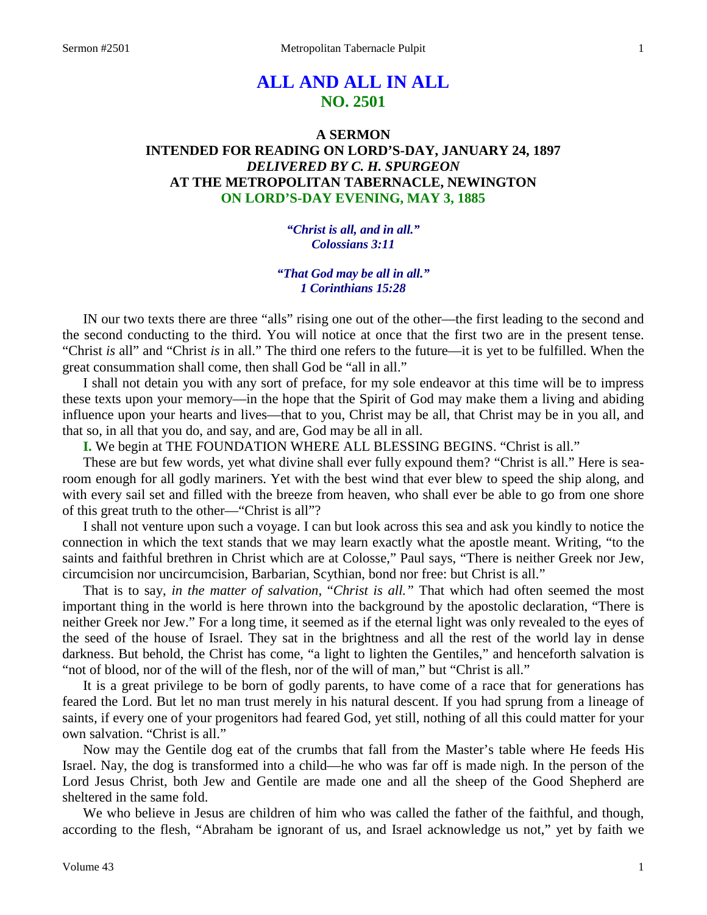# ALL AND ALL IN ALL
## NO. 2501

### A SERMON
### INTENDED FOR READING ON LORD'S-DAY, JANUARY 24, 1897
### *DELIVERED BY C. H. SPURGEON*
### AT THE METROPOLITAN TABERNACLE, NEWINGTON
### ON LORD'S-DAY EVENING, MAY 3, 1885

***"Christ is all, and in all."***
***Colossians 3:11***

***"That God may be all in all."***
***1 Corinthians 15:28***

IN our two texts there are three "alls" rising one out of the other—the first leading to the second and the second conducting to the third. You will notice at once that the first two are in the present tense. "Christ *is* all" and "Christ *is* in all." The third one refers to the future—it is yet to be fulfilled. When the great consummation shall come, then shall God be "all in all."

I shall not detain you with any sort of preface, for my sole endeavor at this time will be to impress these texts upon your memory—in the hope that the Spirit of God may make them a living and abiding influence upon your hearts and lives—that to you, Christ may be all, that Christ may be in you all, and that so, in all that you do, and say, and are, God may be all in all.

**I.** We begin at THE FOUNDATION WHERE ALL BLESSING BEGINS. "Christ is all."

These are but few words, yet what divine shall ever fully expound them? "Christ is all." Here is sea-room enough for all godly mariners. Yet with the best wind that ever blew to speed the ship along, and with every sail set and filled with the breeze from heaven, who shall ever be able to go from one shore of this great truth to the other—"Christ is all"?

I shall not venture upon such a voyage. I can but look across this sea and ask you kindly to notice the connection in which the text stands that we may learn exactly what the apostle meant. Writing, "to the saints and faithful brethren in Christ which are at Colosse," Paul says, "There is neither Greek nor Jew, circumcision nor uncircumcision, Barbarian, Scythian, bond nor free: but Christ is all."

That is to say, *in the matter of salvation,* "*Christ is all."* That which had often seemed the most important thing in the world is here thrown into the background by the apostolic declaration, "There is neither Greek nor Jew." For a long time, it seemed as if the eternal light was only revealed to the eyes of the seed of the house of Israel. They sat in the brightness and all the rest of the world lay in dense darkness. But behold, the Christ has come, "a light to lighten the Gentiles," and henceforth salvation is "not of blood, nor of the will of the flesh, nor of the will of man," but "Christ is all."

It is a great privilege to be born of godly parents, to have come of a race that for generations has feared the Lord. But let no man trust merely in his natural descent. If you had sprung from a lineage of saints, if every one of your progenitors had feared God, yet still, nothing of all this could matter for your own salvation. "Christ is all."

Now may the Gentile dog eat of the crumbs that fall from the Master's table where He feeds His Israel. Nay, the dog is transformed into a child—he who was far off is made nigh. In the person of the Lord Jesus Christ, both Jew and Gentile are made one and all the sheep of the Good Shepherd are sheltered in the same fold.

We who believe in Jesus are children of him who was called the father of the faithful, and though, according to the flesh, "Abraham be ignorant of us, and Israel acknowledge us not," yet by faith we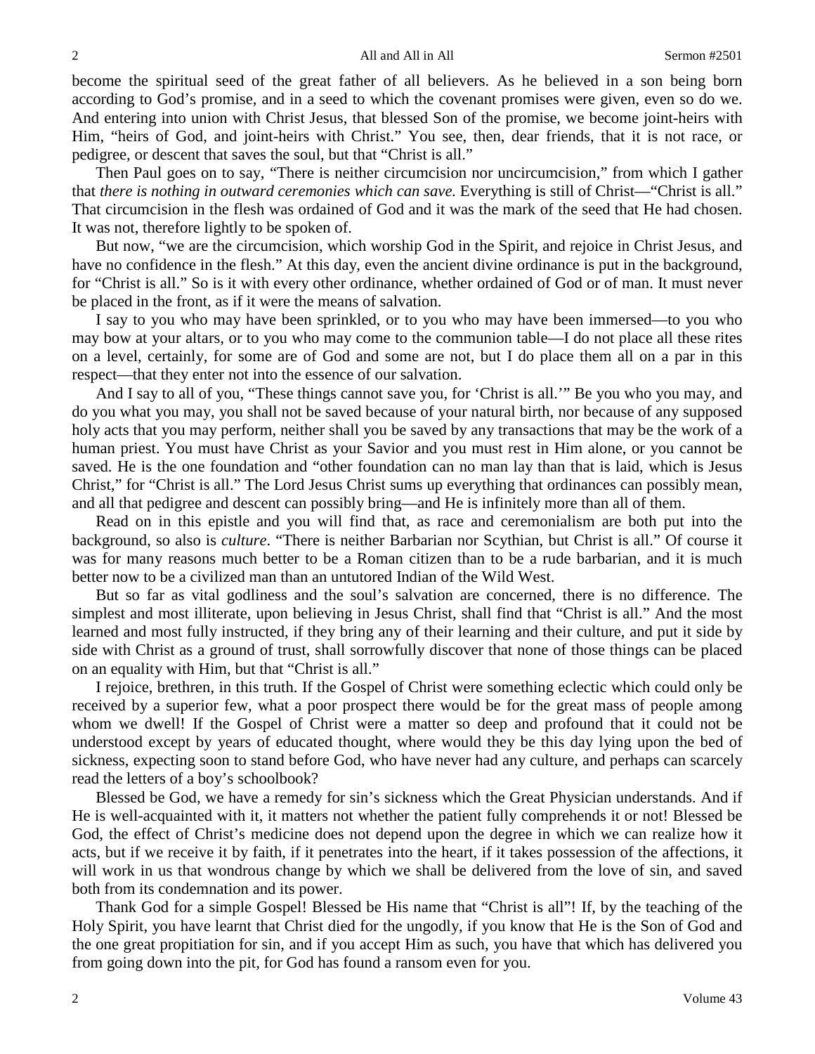become the spiritual seed of the great father of all believers. As he believed in a son being born according to God's promise, and in a seed to which the covenant promises were given, even so do we. And entering into union with Christ Jesus, that blessed Son of the promise, we become joint-heirs with Him, "heirs of God, and joint-heirs with Christ." You see, then, dear friends, that it is not race, or pedigree, or descent that saves the soul, but that "Christ is all."

Then Paul goes on to say, "There is neither circumcision nor uncircumcision," from which I gather that *there is nothing in outward ceremonies which can save.* Everything is still of Christ—"Christ is all." That circumcision in the flesh was ordained of God and it was the mark of the seed that He had chosen. It was not, therefore lightly to be spoken of.

But now, "we are the circumcision, which worship God in the Spirit, and rejoice in Christ Jesus, and have no confidence in the flesh." At this day, even the ancient divine ordinance is put in the background, for "Christ is all." So is it with every other ordinance, whether ordained of God or of man. It must never be placed in the front, as if it were the means of salvation.

I say to you who may have been sprinkled, or to you who may have been immersed—to you who may bow at your altars, or to you who may come to the communion table—I do not place all these rites on a level, certainly, for some are of God and some are not, but I do place them all on a par in this respect—that they enter not into the essence of our salvation.

And I say to all of you, "These things cannot save you, for 'Christ is all.'" Be you who you may, and do you what you may, you shall not be saved because of your natural birth, nor because of any supposed holy acts that you may perform, neither shall you be saved by any transactions that may be the work of a human priest. You must have Christ as your Savior and you must rest in Him alone, or you cannot be saved. He is the one foundation and "other foundation can no man lay than that is laid, which is Jesus Christ," for "Christ is all." The Lord Jesus Christ sums up everything that ordinances can possibly mean, and all that pedigree and descent can possibly bring—and He is infinitely more than all of them.

Read on in this epistle and you will find that, as race and ceremonialism are both put into the background, so also is *culture*. "There is neither Barbarian nor Scythian, but Christ is all." Of course it was for many reasons much better to be a Roman citizen than to be a rude barbarian, and it is much better now to be a civilized man than an untutored Indian of the Wild West.

But so far as vital godliness and the soul's salvation are concerned, there is no difference. The simplest and most illiterate, upon believing in Jesus Christ, shall find that "Christ is all." And the most learned and most fully instructed, if they bring any of their learning and their culture, and put it side by side with Christ as a ground of trust, shall sorrowfully discover that none of those things can be placed on an equality with Him, but that "Christ is all."

I rejoice, brethren, in this truth. If the Gospel of Christ were something eclectic which could only be received by a superior few, what a poor prospect there would be for the great mass of people among whom we dwell! If the Gospel of Christ were a matter so deep and profound that it could not be understood except by years of educated thought, where would they be this day lying upon the bed of sickness, expecting soon to stand before God, who have never had any culture, and perhaps can scarcely read the letters of a boy's schoolbook?

Blessed be God, we have a remedy for sin's sickness which the Great Physician understands. And if He is well-acquainted with it, it matters not whether the patient fully comprehends it or not! Blessed be God, the effect of Christ's medicine does not depend upon the degree in which we can realize how it acts, but if we receive it by faith, if it penetrates into the heart, if it takes possession of the affections, it will work in us that wondrous change by which we shall be delivered from the love of sin, and saved both from its condemnation and its power.

Thank God for a simple Gospel! Blessed be His name that "Christ is all"! If, by the teaching of the Holy Spirit, you have learnt that Christ died for the ungodly, if you know that He is the Son of God and the one great propitiation for sin, and if you accept Him as such, you have that which has delivered you from going down into the pit, for God has found a ransom even for you.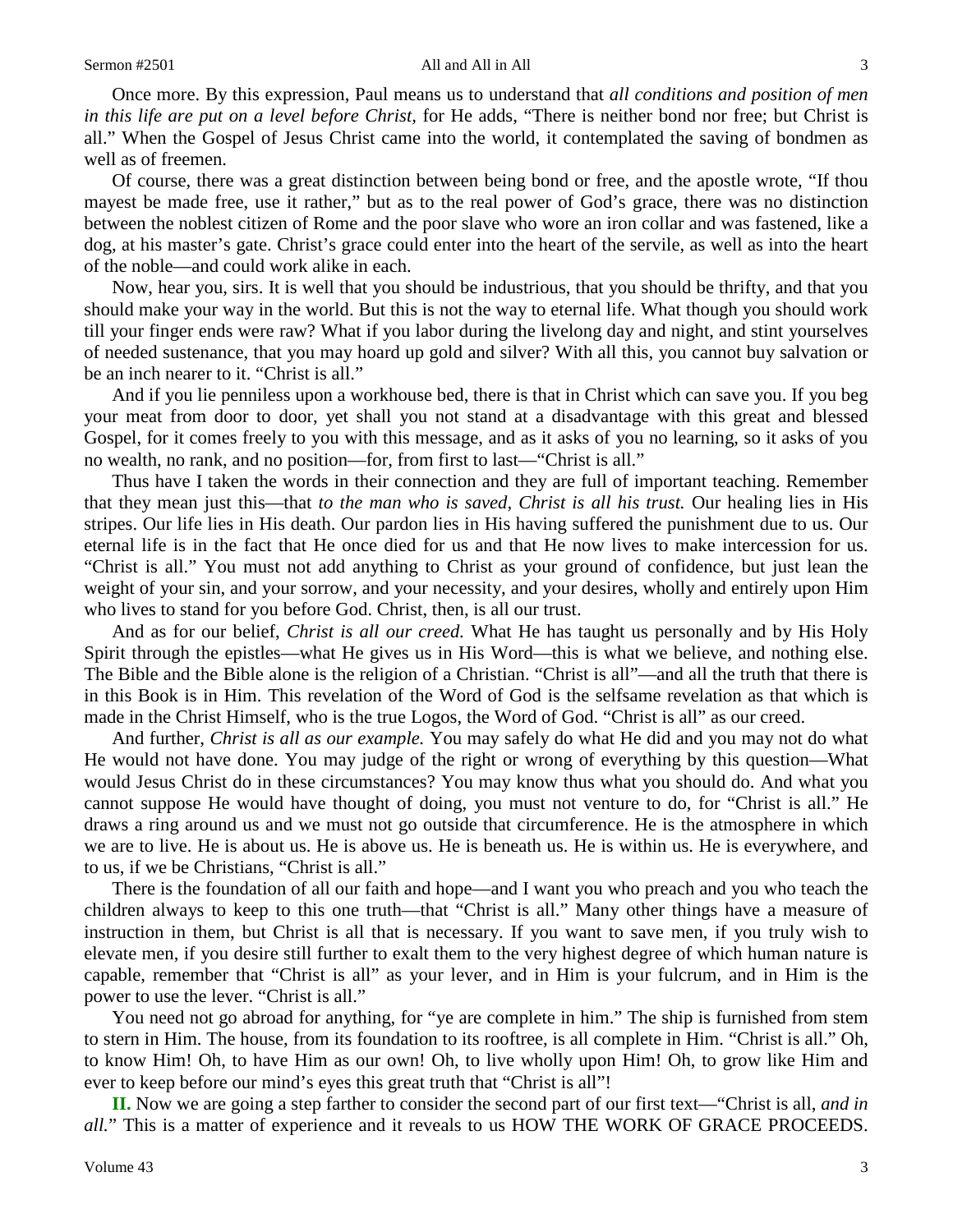Once more. By this expression, Paul means us to understand that *all conditions and position of men in this life are put on a level before Christ,* for He adds, "There is neither bond nor free; but Christ is all." When the Gospel of Jesus Christ came into the world, it contemplated the saving of bondmen as well as of freemen.

Of course, there was a great distinction between being bond or free, and the apostle wrote, "If thou mayest be made free, use it rather," but as to the real power of God's grace, there was no distinction between the noblest citizen of Rome and the poor slave who wore an iron collar and was fastened, like a dog, at his master's gate. Christ's grace could enter into the heart of the servile, as well as into the heart of the noble—and could work alike in each.

Now, hear you, sirs. It is well that you should be industrious, that you should be thrifty, and that you should make your way in the world. But this is not the way to eternal life. What though you should work till your finger ends were raw? What if you labor during the livelong day and night, and stint yourselves of needed sustenance, that you may hoard up gold and silver? With all this, you cannot buy salvation or be an inch nearer to it. "Christ is all."

And if you lie penniless upon a workhouse bed, there is that in Christ which can save you. If you beg your meat from door to door, yet shall you not stand at a disadvantage with this great and blessed Gospel, for it comes freely to you with this message, and as it asks of you no learning, so it asks of you no wealth, no rank, and no position—for, from first to last—"Christ is all."

Thus have I taken the words in their connection and they are full of important teaching. Remember that they mean just this—that *to the man who is saved, Christ is all his trust.* Our healing lies in His stripes. Our life lies in His death. Our pardon lies in His having suffered the punishment due to us. Our eternal life is in the fact that He once died for us and that He now lives to make intercession for us. "Christ is all." You must not add anything to Christ as your ground of confidence, but just lean the weight of your sin, and your sorrow, and your necessity, and your desires, wholly and entirely upon Him who lives to stand for you before God. Christ, then, is all our trust.

And as for our belief, *Christ is all our creed.* What He has taught us personally and by His Holy Spirit through the epistles—what He gives us in His Word—this is what we believe, and nothing else. The Bible and the Bible alone is the religion of a Christian. "Christ is all"—and all the truth that there is in this Book is in Him. This revelation of the Word of God is the selfsame revelation as that which is made in the Christ Himself, who is the true Logos, the Word of God. "Christ is all" as our creed.

And further, *Christ is all as our example.* You may safely do what He did and you may not do what He would not have done. You may judge of the right or wrong of everything by this question—What would Jesus Christ do in these circumstances? You may know thus what you should do. And what you cannot suppose He would have thought of doing, you must not venture to do, for "Christ is all." He draws a ring around us and we must not go outside that circumference. He is the atmosphere in which we are to live. He is about us. He is above us. He is beneath us. He is within us. He is everywhere, and to us, if we be Christians, "Christ is all."

There is the foundation of all our faith and hope—and I want you who preach and you who teach the children always to keep to this one truth—that "Christ is all." Many other things have a measure of instruction in them, but Christ is all that is necessary. If you want to save men, if you truly wish to elevate men, if you desire still further to exalt them to the very highest degree of which human nature is capable, remember that "Christ is all" as your lever, and in Him is your fulcrum, and in Him is the power to use the lever. "Christ is all."

You need not go abroad for anything, for "ye are complete in him." The ship is furnished from stem to stern in Him. The house, from its foundation to its rooftree, is all complete in Him. "Christ is all." Oh, to know Him! Oh, to have Him as our own! Oh, to live wholly upon Him! Oh, to grow like Him and ever to keep before our mind's eyes this great truth that "Christ is all"!

**II.** Now we are going a step farther to consider the second part of our first text—"Christ is all, *and in all.*" This is a matter of experience and it reveals to us HOW THE WORK OF GRACE PROCEEDS.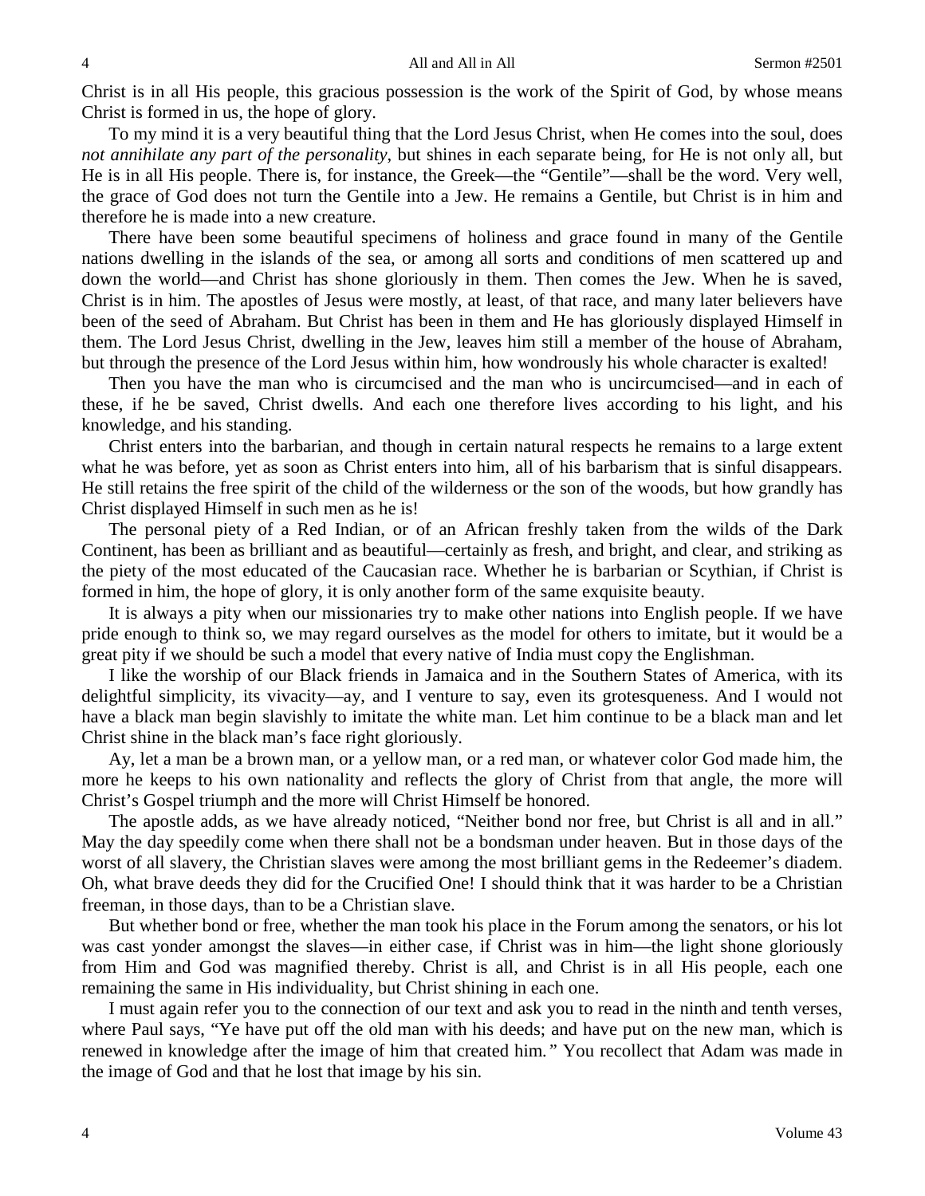Christ is in all His people, this gracious possession is the work of the Spirit of God, by whose means Christ is formed in us, the hope of glory.

To my mind it is a very beautiful thing that the Lord Jesus Christ, when He comes into the soul, does *not annihilate any part of the personality*, but shines in each separate being, for He is not only all, but He is in all His people. There is, for instance, the Greek—the "Gentile"—shall be the word. Very well, the grace of God does not turn the Gentile into a Jew. He remains a Gentile, but Christ is in him and therefore he is made into a new creature.

There have been some beautiful specimens of holiness and grace found in many of the Gentile nations dwelling in the islands of the sea, or among all sorts and conditions of men scattered up and down the world—and Christ has shone gloriously in them. Then comes the Jew. When he is saved, Christ is in him. The apostles of Jesus were mostly, at least, of that race, and many later believers have been of the seed of Abraham. But Christ has been in them and He has gloriously displayed Himself in them. The Lord Jesus Christ, dwelling in the Jew, leaves him still a member of the house of Abraham, but through the presence of the Lord Jesus within him, how wondrously his whole character is exalted!

Then you have the man who is circumcised and the man who is uncircumcised—and in each of these, if he be saved, Christ dwells. And each one therefore lives according to his light, and his knowledge, and his standing.

Christ enters into the barbarian, and though in certain natural respects he remains to a large extent what he was before, yet as soon as Christ enters into him, all of his barbarism that is sinful disappears. He still retains the free spirit of the child of the wilderness or the son of the woods, but how grandly has Christ displayed Himself in such men as he is!

The personal piety of a Red Indian, or of an African freshly taken from the wilds of the Dark Continent, has been as brilliant and as beautiful—certainly as fresh, and bright, and clear, and striking as the piety of the most educated of the Caucasian race. Whether he is barbarian or Scythian, if Christ is formed in him, the hope of glory, it is only another form of the same exquisite beauty.

It is always a pity when our missionaries try to make other nations into English people. If we have pride enough to think so, we may regard ourselves as the model for others to imitate, but it would be a great pity if we should be such a model that every native of India must copy the Englishman.

I like the worship of our Black friends in Jamaica and in the Southern States of America, with its delightful simplicity, its vivacity—ay, and I venture to say, even its grotesqueness. And I would not have a black man begin slavishly to imitate the white man. Let him continue to be a black man and let Christ shine in the black man's face right gloriously.

Ay, let a man be a brown man, or a yellow man, or a red man, or whatever color God made him, the more he keeps to his own nationality and reflects the glory of Christ from that angle, the more will Christ's Gospel triumph and the more will Christ Himself be honored.

The apostle adds, as we have already noticed, "Neither bond nor free, but Christ is all and in all." May the day speedily come when there shall not be a bondsman under heaven. But in those days of the worst of all slavery, the Christian slaves were among the most brilliant gems in the Redeemer's diadem. Oh, what brave deeds they did for the Crucified One! I should think that it was harder to be a Christian freeman, in those days, than to be a Christian slave.

But whether bond or free, whether the man took his place in the Forum among the senators, or his lot was cast yonder amongst the slaves—in either case, if Christ was in him—the light shone gloriously from Him and God was magnified thereby. Christ is all, and Christ is in all His people, each one remaining the same in His individuality, but Christ shining in each one.

I must again refer you to the connection of our text and ask you to read in the ninth and tenth verses, where Paul says, "Ye have put off the old man with his deeds; and have put on the new man, which is renewed in knowledge after the image of him that created him." You recollect that Adam was made in the image of God and that he lost that image by his sin.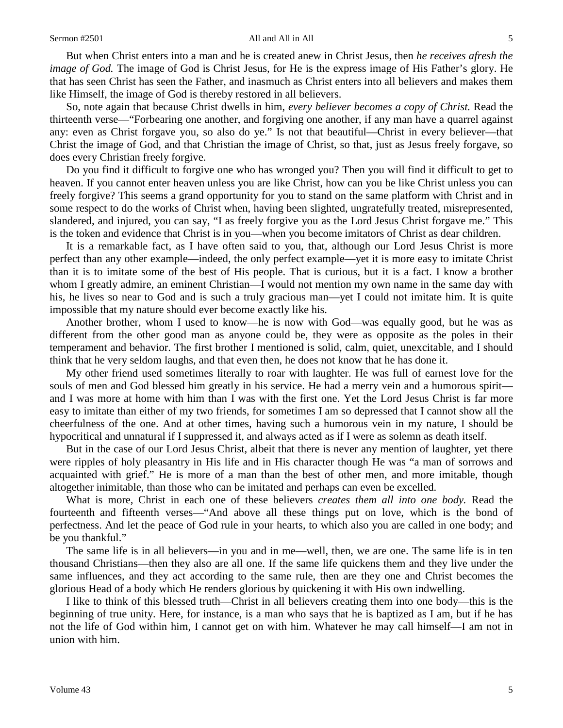But when Christ enters into a man and he is created anew in Christ Jesus, then *he receives afresh the image of God.* The image of God is Christ Jesus, for He is the express image of His Father's glory. He that has seen Christ has seen the Father, and inasmuch as Christ enters into all believers and makes them like Himself, the image of God is thereby restored in all believers.

So, note again that because Christ dwells in him, *every believer becomes a copy of Christ.* Read the thirteenth verse—"Forbearing one another, and forgiving one another, if any man have a quarrel against any: even as Christ forgave you, so also do ye." Is not that beautiful—Christ in every believer—that Christ the image of God, and that Christian the image of Christ, so that, just as Jesus freely forgave, so does every Christian freely forgive.

Do you find it difficult to forgive one who has wronged you? Then you will find it difficult to get to heaven. If you cannot enter heaven unless you are like Christ, how can you be like Christ unless you can freely forgive? This seems a grand opportunity for you to stand on the same platform with Christ and in some respect to do the works of Christ when, having been slighted, ungratefully treated, misrepresented, slandered, and injured, you can say, "I as freely forgive you as the Lord Jesus Christ forgave me." This is the token and evidence that Christ is in you—when you become imitators of Christ as dear children.

It is a remarkable fact, as I have often said to you, that, although our Lord Jesus Christ is more perfect than any other example—indeed, the only perfect example—yet it is more easy to imitate Christ than it is to imitate some of the best of His people. That is curious, but it is a fact. I know a brother whom I greatly admire, an eminent Christian—I would not mention my own name in the same day with his, he lives so near to God and is such a truly gracious man—yet I could not imitate him. It is quite impossible that my nature should ever become exactly like his.

Another brother, whom I used to know—he is now with God—was equally good, but he was as different from the other good man as anyone could be, they were as opposite as the poles in their temperament and behavior. The first brother I mentioned is solid, calm, quiet, unexcitable, and I should think that he very seldom laughs, and that even then, he does not know that he has done it.

My other friend used sometimes literally to roar with laughter. He was full of earnest love for the souls of men and God blessed him greatly in his service. He had a merry vein and a humorous spirit—and I was more at home with him than I was with the first one. Yet the Lord Jesus Christ is far more easy to imitate than either of my two friends, for sometimes I am so depressed that I cannot show all the cheerfulness of the one. And at other times, having such a humorous vein in my nature, I should be hypocritical and unnatural if I suppressed it, and always acted as if I were as solemn as death itself.

But in the case of our Lord Jesus Christ, albeit that there is never any mention of laughter, yet there were ripples of holy pleasantry in His life and in His character though He was "a man of sorrows and acquainted with grief." He is more of a man than the best of other men, and more imitable, though altogether inimitable, than those who can be imitated and perhaps can even be excelled.

What is more, Christ in each one of these believers *creates them all into one body.* Read the fourteenth and fifteenth verses—"And above all these things put on love, which is the bond of perfectness. And let the peace of God rule in your hearts, to which also you are called in one body; and be you thankful."

The same life is in all believers—in you and in me—well, then, we are one. The same life is in ten thousand Christians—then they also are all one. If the same life quickens them and they live under the same influences, and they act according to the same rule, then are they one and Christ becomes the glorious Head of a body which He renders glorious by quickening it with His own indwelling.

I like to think of this blessed truth—Christ in all believers creating them into one body—this is the beginning of true unity. Here, for instance, is a man who says that he is baptized as I am, but if he has not the life of God within him, I cannot get on with him. Whatever he may call himself—I am not in union with him.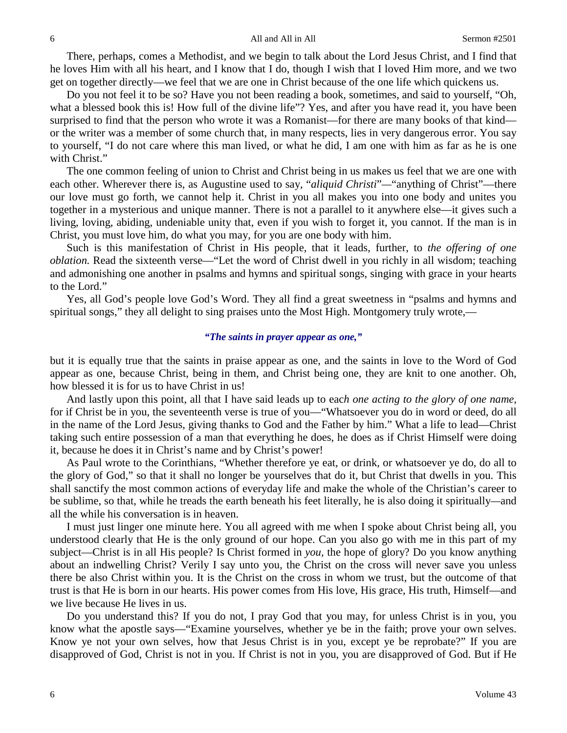There, perhaps, comes a Methodist, and we begin to talk about the Lord Jesus Christ, and I find that he loves Him with all his heart, and I know that I do, though I wish that I loved Him more, and we two get on together directly—we feel that we are one in Christ because of the one life which quickens us.

Do you not feel it to be so? Have you not been reading a book, sometimes, and said to yourself, "Oh, what a blessed book this is! How full of the divine life"? Yes, and after you have read it, you have been surprised to find that the person who wrote it was a Romanist—for there are many books of that kind—or the writer was a member of some church that, in many respects, lies in very dangerous error. You say to yourself, "I do not care where this man lived, or what he did, I am one with him as far as he is one with Christ."

The one common feeling of union to Christ and Christ being in us makes us feel that we are one with each other. Wherever there is, as Augustine used to say, "*aliquid Christi*"—"anything of Christ"—there our love must go forth, we cannot help it. Christ in you all makes you into one body and unites you together in a mysterious and unique manner. There is not a parallel to it anywhere else—it gives such a living, loving, abiding, undeniable unity that, even if you wish to forget it, you cannot. If the man is in Christ, you must love him, do what you may, for you are one body with him.

Such is this manifestation of Christ in His people, that it leads, further, to *the offering of one oblation.* Read the sixteenth verse—"Let the word of Christ dwell in you richly in all wisdom; teaching and admonishing one another in psalms and hymns and spiritual songs, singing with grace in your hearts to the Lord."

Yes, all God's people love God's Word. They all find a great sweetness in "psalms and hymns and spiritual songs," they all delight to sing praises unto the Most High. Montgomery truly wrote,—

***"The saints in prayer appear as one,"***

but it is equally true that the saints in praise appear as one, and the saints in love to the Word of God appear as one, because Christ, being in them, and Christ being one, they are knit to one another. Oh, how blessed it is for us to have Christ in us!

And lastly upon this point, all that I have said leads up to eac*h one acting to the glory of one name*, for if Christ be in you, the seventeenth verse is true of you—"Whatsoever you do in word or deed, do all in the name of the Lord Jesus, giving thanks to God and the Father by him." What a life to lead—Christ taking such entire possession of a man that everything he does, he does as if Christ Himself were doing it, because he does it in Christ's name and by Christ's power!

As Paul wrote to the Corinthians, "Whether therefore ye eat, or drink, or whatsoever ye do, do all to the glory of God," so that it shall no longer be yourselves that do it, but Christ that dwells in you. This shall sanctify the most common actions of everyday life and make the whole of the Christian's career to be sublime, so that, while he treads the earth beneath his feet literally, he is also doing it spiritually—and all the while his conversation is in heaven.

I must just linger one minute here. You all agreed with me when I spoke about Christ being all, you understood clearly that He is the only ground of our hope. Can you also go with me in this part of my subject—Christ is in all His people? Is Christ formed in *you*, the hope of glory? Do you know anything about an indwelling Christ? Verily I say unto you, the Christ on the cross will never save you unless there be also Christ within you. It is the Christ on the cross in whom we trust, but the outcome of that trust is that He is born in our hearts. His power comes from His love, His grace, His truth, Himself—and we live because He lives in us.

Do you understand this? If you do not, I pray God that you may, for unless Christ is in you, you know what the apostle says—"Examine yourselves, whether ye be in the faith; prove your own selves. Know ye not your own selves, how that Jesus Christ is in you, except ye be reprobate?" If you are disapproved of God, Christ is not in you. If Christ is not in you, you are disapproved of God. But if He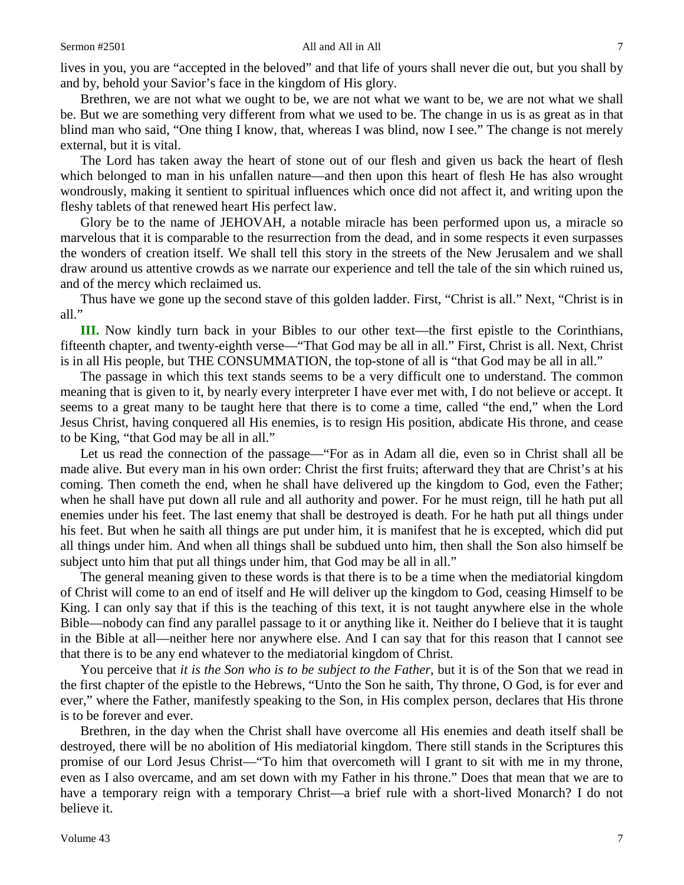lives in you, you are "accepted in the beloved" and that life of yours shall never die out, but you shall by and by, behold your Savior's face in the kingdom of His glory.

Brethren, we are not what we ought to be, we are not what we want to be, we are not what we shall be. But we are something very different from what we used to be. The change in us is as great as in that blind man who said, "One thing I know, that, whereas I was blind, now I see." The change is not merely external, but it is vital.

The Lord has taken away the heart of stone out of our flesh and given us back the heart of flesh which belonged to man in his unfallen nature—and then upon this heart of flesh He has also wrought wondrously, making it sentient to spiritual influences which once did not affect it, and writing upon the fleshy tablets of that renewed heart His perfect law.

Glory be to the name of JEHOVAH, a notable miracle has been performed upon us, a miracle so marvelous that it is comparable to the resurrection from the dead, and in some respects it even surpasses the wonders of creation itself. We shall tell this story in the streets of the New Jerusalem and we shall draw around us attentive crowds as we narrate our experience and tell the tale of the sin which ruined us, and of the mercy which reclaimed us.

Thus have we gone up the second stave of this golden ladder. First, "Christ is all." Next, "Christ is in all."

**III.** Now kindly turn back in your Bibles to our other text—the first epistle to the Corinthians, fifteenth chapter, and twenty-eighth verse—"That God may be all in all." First, Christ is all. Next, Christ is in all His people, but THE CONSUMMATION, the top-stone of all is "that God may be all in all."

The passage in which this text stands seems to be a very difficult one to understand. The common meaning that is given to it, by nearly every interpreter I have ever met with, I do not believe or accept. It seems to a great many to be taught here that there is to come a time, called "the end," when the Lord Jesus Christ, having conquered all His enemies, is to resign His position, abdicate His throne, and cease to be King, "that God may be all in all."

Let us read the connection of the passage—"For as in Adam all die, even so in Christ shall all be made alive. But every man in his own order: Christ the first fruits; afterward they that are Christ's at his coming. Then cometh the end, when he shall have delivered up the kingdom to God, even the Father; when he shall have put down all rule and all authority and power. For he must reign, till he hath put all enemies under his feet. The last enemy that shall be destroyed is death. For he hath put all things under his feet. But when he saith all things are put under him, it is manifest that he is excepted, which did put all things under him. And when all things shall be subdued unto him, then shall the Son also himself be subject unto him that put all things under him, that God may be all in all."

The general meaning given to these words is that there is to be a time when the mediatorial kingdom of Christ will come to an end of itself and He will deliver up the kingdom to God, ceasing Himself to be King. I can only say that if this is the teaching of this text, it is not taught anywhere else in the whole Bible—nobody can find any parallel passage to it or anything like it. Neither do I believe that it is taught in the Bible at all—neither here nor anywhere else. And I can say that for this reason that I cannot see that there is to be any end whatever to the mediatorial kingdom of Christ.

You perceive that *it is the Son who is to be subject to the Father*, but it is of the Son that we read in the first chapter of the epistle to the Hebrews, "Unto the Son he saith, Thy throne, O God, is for ever and ever," where the Father, manifestly speaking to the Son, in His complex person, declares that His throne is to be forever and ever.

Brethren, in the day when the Christ shall have overcome all His enemies and death itself shall be destroyed, there will be no abolition of His mediatorial kingdom. There still stands in the Scriptures this promise of our Lord Jesus Christ—"To him that overcometh will I grant to sit with me in my throne, even as I also overcame, and am set down with my Father in his throne." Does that mean that we are to have a temporary reign with a temporary Christ—a brief rule with a short-lived Monarch? I do not believe it.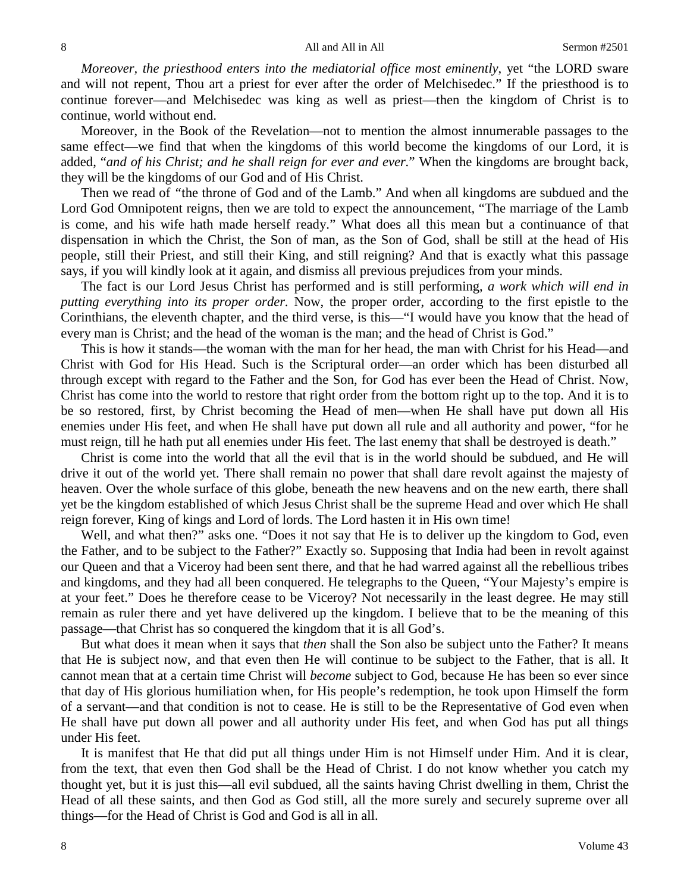*Moreover, the priesthood enters into the mediatorial office most eminently*, yet "the LORD sware and will not repent, Thou art a priest for ever after the order of Melchisedec." If the priesthood is to continue forever—and Melchisedec was king as well as priest—then the kingdom of Christ is to continue, world without end.

Moreover, in the Book of the Revelation—not to mention the almost innumerable passages to the same effect—we find that when the kingdoms of this world become the kingdoms of our Lord, it is added, "*and of his Christ; and he shall reign for ever and ever.*" When the kingdoms are brought back, they will be the kingdoms of our God and of His Christ.

Then we read of "the throne of God and of the Lamb." And when all kingdoms are subdued and the Lord God Omnipotent reigns, then we are told to expect the announcement, "The marriage of the Lamb is come, and his wife hath made herself ready." What does all this mean but a continuance of that dispensation in which the Christ, the Son of man, as the Son of God, shall be still at the head of His people, still their Priest, and still their King, and still reigning? And that is exactly what this passage says, if you will kindly look at it again, and dismiss all previous prejudices from your minds.

The fact is our Lord Jesus Christ has performed and is still performing, *a work which will end in putting everything into its proper order*. Now, the proper order, according to the first epistle to the Corinthians, the eleventh chapter, and the third verse, is this—"I would have you know that the head of every man is Christ; and the head of the woman is the man; and the head of Christ is God."

This is how it stands—the woman with the man for her head, the man with Christ for his Head—and Christ with God for His Head. Such is the Scriptural order—an order which has been disturbed all through except with regard to the Father and the Son, for God has ever been the Head of Christ. Now, Christ has come into the world to restore that right order from the bottom right up to the top. And it is to be so restored, first, by Christ becoming the Head of men—when He shall have put down all His enemies under His feet, and when He shall have put down all rule and all authority and power, "for he must reign, till he hath put all enemies under His feet. The last enemy that shall be destroyed is death."

Christ is come into the world that all the evil that is in the world should be subdued, and He will drive it out of the world yet. There shall remain no power that shall dare revolt against the majesty of heaven. Over the whole surface of this globe, beneath the new heavens and on the new earth, there shall yet be the kingdom established of which Jesus Christ shall be the supreme Head and over which He shall reign forever, King of kings and Lord of lords. The Lord hasten it in His own time!

Well, and what then?" asks one. "Does it not say that He is to deliver up the kingdom to God, even the Father, and to be subject to the Father?" Exactly so. Supposing that India had been in revolt against our Queen and that a Viceroy had been sent there, and that he had warred against all the rebellious tribes and kingdoms, and they had all been conquered. He telegraphs to the Queen, "Your Majesty's empire is at your feet." Does he therefore cease to be Viceroy? Not necessarily in the least degree. He may still remain as ruler there and yet have delivered up the kingdom. I believe that to be the meaning of this passage—that Christ has so conquered the kingdom that it is all God's.

But what does it mean when it says that *then* shall the Son also be subject unto the Father? It means that He is subject now, and that even then He will continue to be subject to the Father, that is all. It cannot mean that at a certain time Christ will *become* subject to God, because He has been so ever since that day of His glorious humiliation when, for His people's redemption, he took upon Himself the form of a servant—and that condition is not to cease. He is still to be the Representative of God even when He shall have put down all power and all authority under His feet, and when God has put all things under His feet.

It is manifest that He that did put all things under Him is not Himself under Him. And it is clear, from the text, that even then God shall be the Head of Christ. I do not know whether you catch my thought yet, but it is just this—all evil subdued, all the saints having Christ dwelling in them, Christ the Head of all these saints, and then God as God still, all the more surely and securely supreme over all things—for the Head of Christ is God and God is all in all.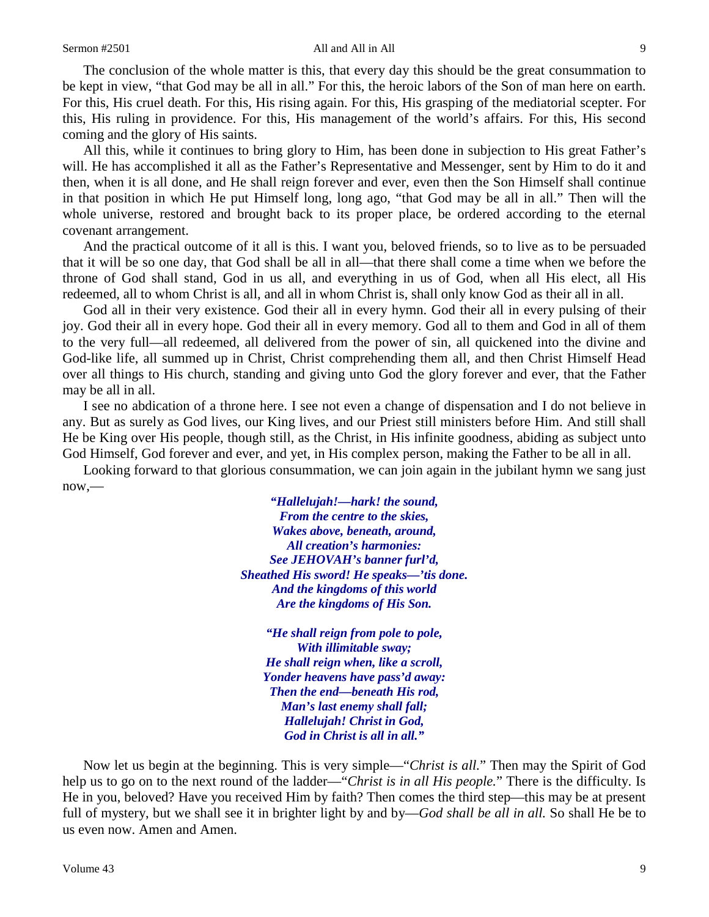The conclusion of the whole matter is this, that every day this should be the great consummation to be kept in view, "that God may be all in all." For this, the heroic labors of the Son of man here on earth. For this, His cruel death. For this, His rising again. For this, His grasping of the mediatorial scepter. For this, His ruling in providence. For this, His management of the world's affairs. For this, His second coming and the glory of His saints.

All this, while it continues to bring glory to Him, has been done in subjection to His great Father's will. He has accomplished it all as the Father's Representative and Messenger, sent by Him to do it and then, when it is all done, and He shall reign forever and ever, even then the Son Himself shall continue in that position in which He put Himself long, long ago, "that God may be all in all." Then will the whole universe, restored and brought back to its proper place, be ordered according to the eternal covenant arrangement.

And the practical outcome of it all is this. I want you, beloved friends, so to live as to be persuaded that it will be so one day, that God shall be all in all—that there shall come a time when we before the throne of God shall stand, God in us all, and everything in us of God, when all His elect, all His redeemed, all to whom Christ is all, and all in whom Christ is, shall only know God as their all in all.

God all in their very existence. God their all in every hymn. God their all in every pulsing of their joy. God their all in every hope. God their all in every memory. God all to them and God in all of them to the very full—all redeemed, all delivered from the power of sin, all quickened into the divine and God-like life, all summed up in Christ, Christ comprehending them all, and then Christ Himself Head over all things to His church, standing and giving unto God the glory forever and ever, that the Father may be all in all.

I see no abdication of a throne here. I see not even a change of dispensation and I do not believe in any. But as surely as God lives, our King lives, and our Priest still ministers before Him. And still shall He be King over His people, though still, as the Christ, in His infinite goodness, abiding as subject unto God Himself, God forever and ever, and yet, in His complex person, making the Father to be all in all.

Looking forward to that glorious consummation, we can join again in the jubilant hymn we sang just now,—

***"Hallelujah!—hark! the sound,***
***From the centre to the skies,***
***Wakes above, beneath, around,***
***All creation's harmonies:***
***See JEHOVAH's banner furl'd,***
***Sheathed His sword! He speaks—'tis done.***
***And the kingdoms of this world***
***Are the kingdoms of His Son.***

***"He shall reign from pole to pole,***
***With illimitable sway;***
***He shall reign when, like a scroll,***
***Yonder heavens have pass'd away:***
***Then the end—beneath His rod,***
***Man's last enemy shall fall;***
***Hallelujah! Christ in God,***
***God in Christ is all in all."***

Now let us begin at the beginning. This is very simple—"*Christ is all.*" Then may the Spirit of God help us to go on to the next round of the ladder—"*Christ is in all His people.*" There is the difficulty. Is He in you, beloved? Have you received Him by faith? Then comes the third step—this may be at present full of mystery, but we shall see it in brighter light by and by—*God shall be all in all.* So shall He be to us even now. Amen and Amen.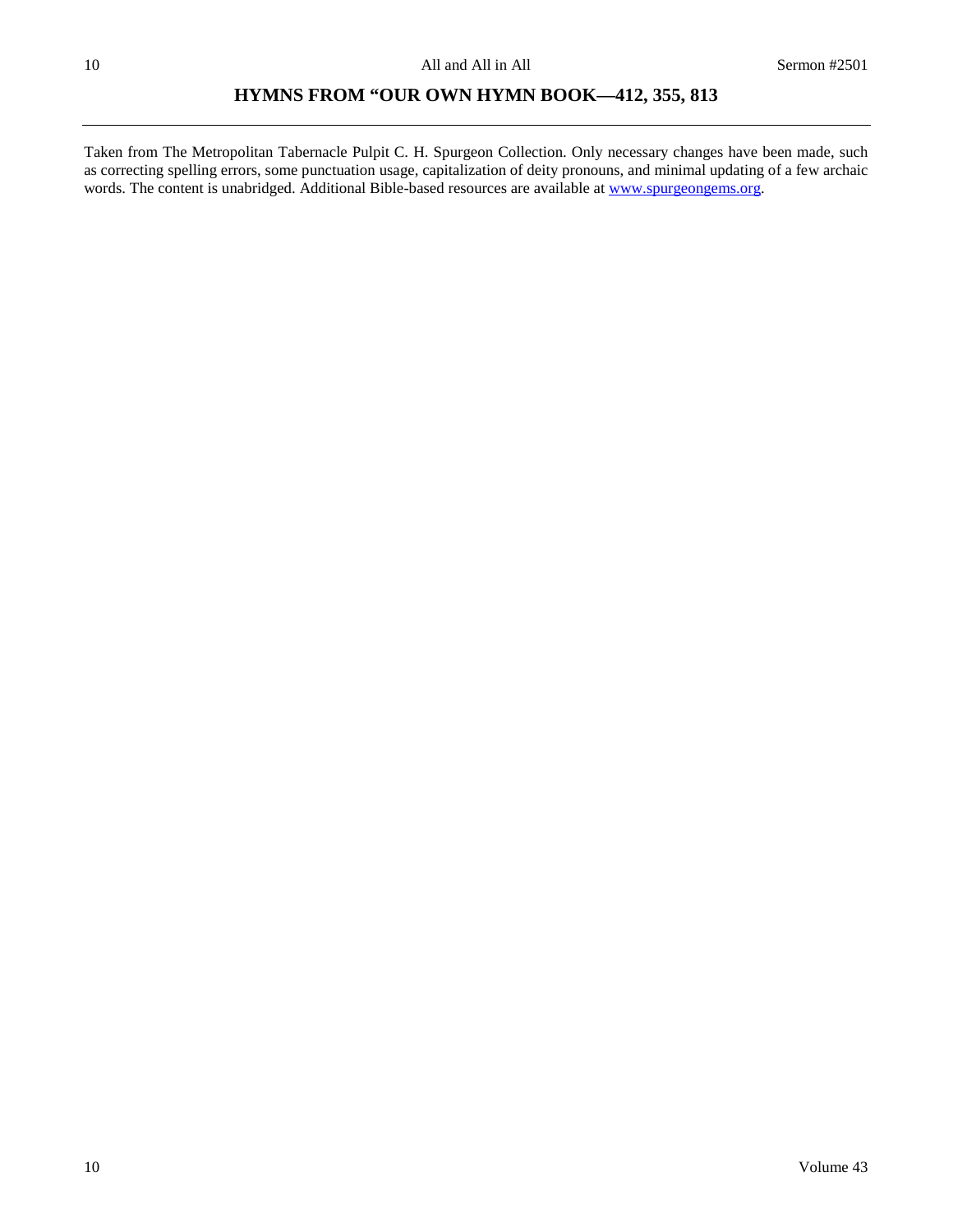## HYMNS FROM "OUR OWN HYMN BOOK—412, 355, 813

---

Taken from The Metropolitan Tabernacle Pulpit C. H. Spurgeon Collection. Only necessary changes have been made, such as correcting spelling errors, some punctuation usage, capitalization of deity pronouns, and minimal updating of a few archaic words. The content is unabridged. Additional Bible-based resources are available at [www.spurgeongems.org](http://www.spurgeongems.org).